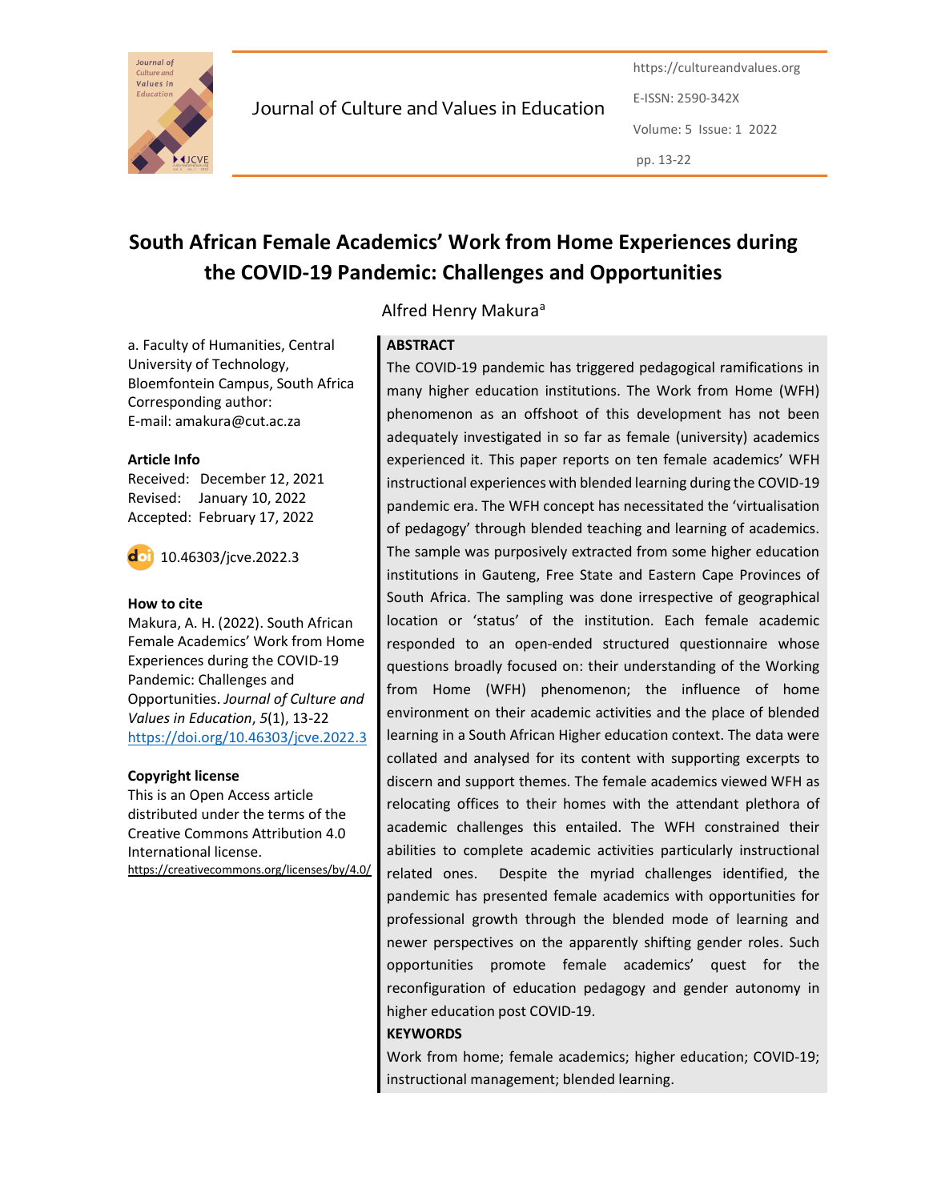Journal of Culture and Values in Education

https://cultureandvalues.org

E-ISSN: 2590-342X

Volume: 5 Issue: 1 2022

pp. 13-22

# South African Female Academics' Work from Home Experiences during the COVID-19 Pandemic: Challenges and Opportunities

Alfred Henry Makura[a]

a. Faculty of Humanities, Central University of Technology, Bloemfontein Campus, South Africa
Corresponding author:
E-mail: amakura@cut.ac.za

**Article Info**

Received: December 12, 2021
Revised: January 10, 2022
Accepted: February 17, 2022

10.46303/jcve.2022.3

**How to cite**

Makura, A. H. (2022). South African Female Academics' Work from Home Experiences during the COVID-19 Pandemic: Challenges and Opportunities. *Journal of Culture and Values in Education*, *5*(1), 13-22
https://doi.org/10.46303/jcve.2022.3

**Copyright license**

This is an Open Access article distributed under the terms of the Creative Commons Attribution 4.0 International license.
https://creativecommons.org/licenses/by/4.0/

**ABSTRACT**

The COVID-19 pandemic has triggered pedagogical ramifications in many higher education institutions. The Work from Home (WFH) phenomenon as an offshoot of this development has not been adequately investigated in so far as female (university) academics experienced it. This paper reports on ten female academics' WFH instructional experiences with blended learning during the COVID-19 pandemic era. The WFH concept has necessitated the 'virtualisation of pedagogy' through blended teaching and learning of academics. The sample was purposively extracted from some higher education institutions in Gauteng, Free State and Eastern Cape Provinces of South Africa. The sampling was done irrespective of geographical location or 'status' of the institution. Each female academic responded to an open-ended structured questionnaire whose questions broadly focused on: their understanding of the Working from Home (WFH) phenomenon; the influence of home environment on their academic activities and the place of blended learning in a South African Higher education context. The data were collated and analysed for its content with supporting excerpts to discern and support themes. The female academics viewed WFH as relocating offices to their homes with the attendant plethora of academic challenges this entailed. The WFH constrained their abilities to complete academic activities particularly instructional related ones. Despite the myriad challenges identified, the pandemic has presented female academics with opportunities for professional growth through the blended mode of learning and newer perspectives on the apparently shifting gender roles. Such opportunities promote female academics' quest for the reconfiguration of education pedagogy and gender autonomy in higher education post COVID-19.

**KEYWORDS**

Work from home; female academics; higher education; COVID-19; instructional management; blended learning.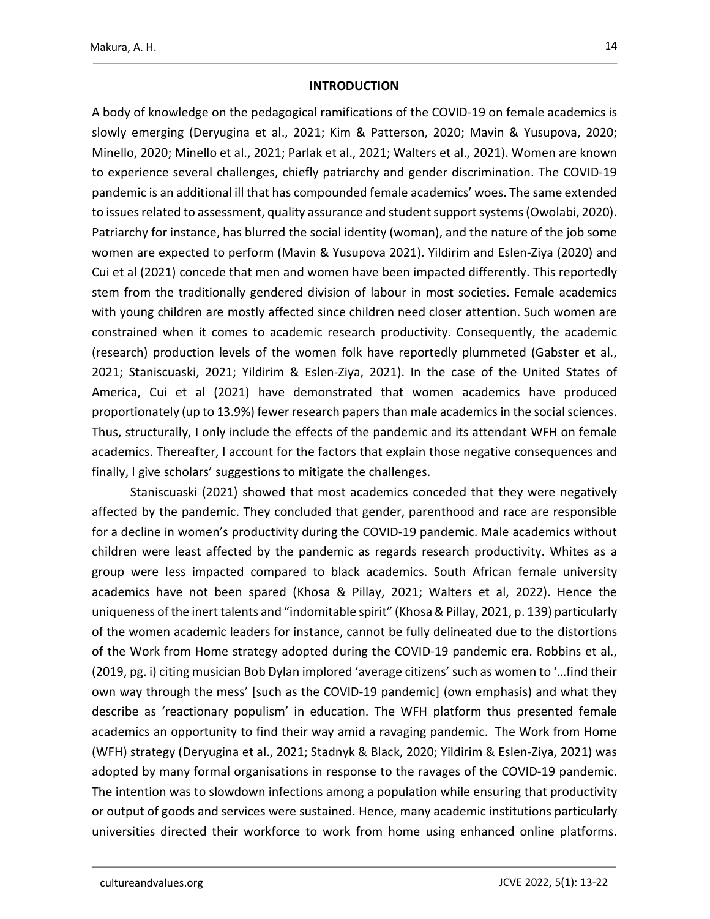## INTRODUCTION

A body of knowledge on the pedagogical ramifications of the COVID-19 on female academics is slowly emerging (Deryugina et al., 2021; Kim & Patterson, 2020; Mavin & Yusupova, 2020; Minello, 2020; Minello et al., 2021; Parlak et al., 2021; Walters et al., 2021). Women are known to experience several challenges, chiefly patriarchy and gender discrimination. The COVID-19 pandemic is an additional ill that has compounded female academics' woes. The same extended to issues related to assessment, quality assurance and student support systems (Owolabi, 2020). Patriarchy for instance, has blurred the social identity (woman), and the nature of the job some women are expected to perform (Mavin & Yusupova 2021). Yildirim and Eslen-Ziya (2020) and Cui et al (2021) concede that men and women have been impacted differently. This reportedly stem from the traditionally gendered division of labour in most societies. Female academics with young children are mostly affected since children need closer attention. Such women are constrained when it comes to academic research productivity. Consequently, the academic (research) production levels of the women folk have reportedly plummeted (Gabster et al., 2021; Staniscuaski, 2021; Yildirim & Eslen-Ziya, 2021). In the case of the United States of America, Cui et al (2021) have demonstrated that women academics have produced proportionately (up to 13.9%) fewer research papers than male academics in the social sciences. Thus, structurally, I only include the effects of the pandemic and its attendant WFH on female academics. Thereafter, I account for the factors that explain those negative consequences and finally, I give scholars' suggestions to mitigate the challenges.

Staniscuaski (2021) showed that most academics conceded that they were negatively affected by the pandemic. They concluded that gender, parenthood and race are responsible for a decline in women's productivity during the COVID-19 pandemic. Male academics without children were least affected by the pandemic as regards research productivity. Whites as a group were less impacted compared to black academics. South African female university academics have not been spared (Khosa & Pillay, 2021; Walters et al, 2022). Hence the uniqueness of the inert talents and "indomitable spirit" (Khosa & Pillay, 2021, p. 139) particularly of the women academic leaders for instance, cannot be fully delineated due to the distortions of the Work from Home strategy adopted during the COVID-19 pandemic era. Robbins et al., (2019, pg. i) citing musician Bob Dylan implored 'average citizens' such as women to '…find their own way through the mess' [such as the COVID-19 pandemic] (own emphasis) and what they describe as 'reactionary populism' in education. The WFH platform thus presented female academics an opportunity to find their way amid a ravaging pandemic. The Work from Home (WFH) strategy (Deryugina et al., 2021; Stadnyk & Black, 2020; Yildirim & Eslen-Ziya, 2021) was adopted by many formal organisations in response to the ravages of the COVID-19 pandemic. The intention was to slowdown infections among a population while ensuring that productivity or output of goods and services were sustained. Hence, many academic institutions particularly universities directed their workforce to work from home using enhanced online platforms.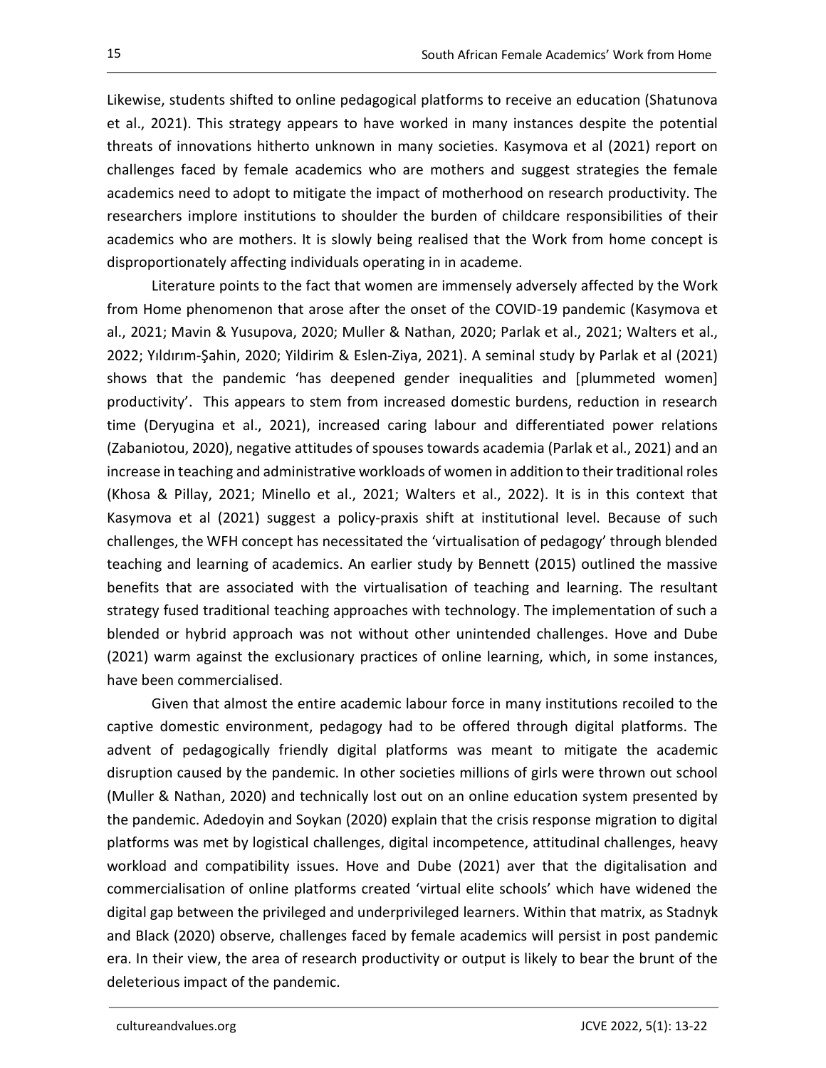Likewise, students shifted to online pedagogical platforms to receive an education (Shatunova et al., 2021). This strategy appears to have worked in many instances despite the potential threats of innovations hitherto unknown in many societies. Kasymova et al (2021) report on challenges faced by female academics who are mothers and suggest strategies the female academics need to adopt to mitigate the impact of motherhood on research productivity. The researchers implore institutions to shoulder the burden of childcare responsibilities of their academics who are mothers. It is slowly being realised that the Work from home concept is disproportionately affecting individuals operating in in academe.

Literature points to the fact that women are immensely adversely affected by the Work from Home phenomenon that arose after the onset of the COVID-19 pandemic (Kasymova et al., 2021; Mavin & Yusupova, 2020; Muller & Nathan, 2020; Parlak et al., 2021; Walters et al., 2022; Yıldırım-Şahin, 2020; Yildirim & Eslen-Ziya, 2021). A seminal study by Parlak et al (2021) shows that the pandemic 'has deepened gender inequalities and [plummeted women] productivity'. This appears to stem from increased domestic burdens, reduction in research time (Deryugina et al., 2021), increased caring labour and differentiated power relations (Zabaniotou, 2020), negative attitudes of spouses towards academia (Parlak et al., 2021) and an increase in teaching and administrative workloads of women in addition to their traditional roles (Khosa & Pillay, 2021; Minello et al., 2021; Walters et al., 2022). It is in this context that Kasymova et al (2021) suggest a policy-praxis shift at institutional level. Because of such challenges, the WFH concept has necessitated the 'virtualisation of pedagogy' through blended teaching and learning of academics. An earlier study by Bennett (2015) outlined the massive benefits that are associated with the virtualisation of teaching and learning. The resultant strategy fused traditional teaching approaches with technology. The implementation of such a blended or hybrid approach was not without other unintended challenges. Hove and Dube (2021) warm against the exclusionary practices of online learning, which, in some instances, have been commercialised.

Given that almost the entire academic labour force in many institutions recoiled to the captive domestic environment, pedagogy had to be offered through digital platforms. The advent of pedagogically friendly digital platforms was meant to mitigate the academic disruption caused by the pandemic. In other societies millions of girls were thrown out school (Muller & Nathan, 2020) and technically lost out on an online education system presented by the pandemic. Adedoyin and Soykan (2020) explain that the crisis response migration to digital platforms was met by logistical challenges, digital incompetence, attitudinal challenges, heavy workload and compatibility issues. Hove and Dube (2021) aver that the digitalisation and commercialisation of online platforms created 'virtual elite schools' which have widened the digital gap between the privileged and underprivileged learners. Within that matrix, as Stadnyk and Black (2020) observe, challenges faced by female academics will persist in post pandemic era. In their view, the area of research productivity or output is likely to bear the brunt of the deleterious impact of the pandemic.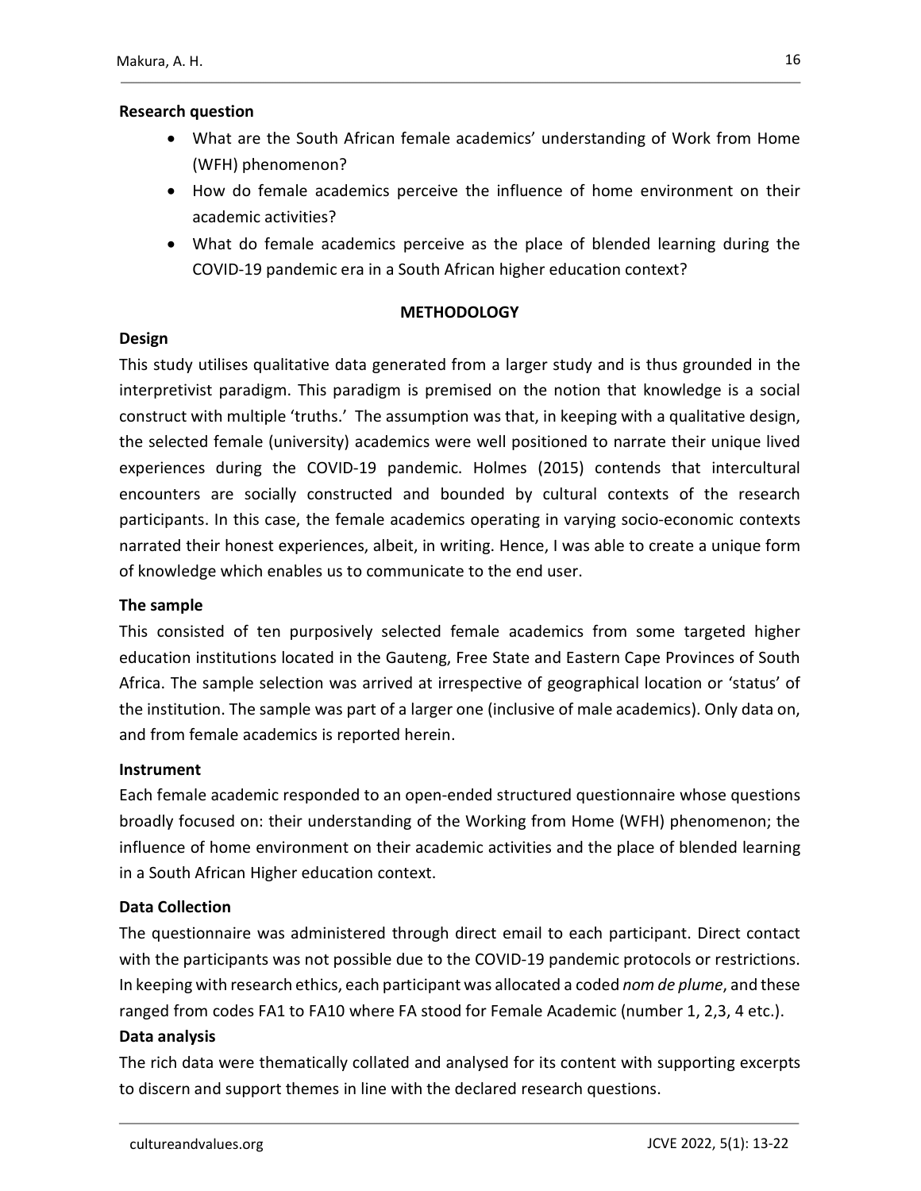**Research question**

- What are the South African female academics' understanding of Work from Home (WFH) phenomenon?
- How do female academics perceive the influence of home environment on their academic activities?
- What do female academics perceive as the place of blended learning during the COVID-19 pandemic era in a South African higher education context?

## METHODOLOGY

**Design**

This study utilises qualitative data generated from a larger study and is thus grounded in the interpretivist paradigm. This paradigm is premised on the notion that knowledge is a social construct with multiple 'truths.' The assumption was that, in keeping with a qualitative design, the selected female (university) academics were well positioned to narrate their unique lived experiences during the COVID-19 pandemic. Holmes (2015) contends that intercultural encounters are socially constructed and bounded by cultural contexts of the research participants. In this case, the female academics operating in varying socio-economic contexts narrated their honest experiences, albeit, in writing. Hence, I was able to create a unique form of knowledge which enables us to communicate to the end user.

**The sample**

This consisted of ten purposively selected female academics from some targeted higher education institutions located in the Gauteng, Free State and Eastern Cape Provinces of South Africa. The sample selection was arrived at irrespective of geographical location or 'status' of the institution. The sample was part of a larger one (inclusive of male academics). Only data on, and from female academics is reported herein.

**Instrument**

Each female academic responded to an open-ended structured questionnaire whose questions broadly focused on: their understanding of the Working from Home (WFH) phenomenon; the influence of home environment on their academic activities and the place of blended learning in a South African Higher education context.

**Data Collection**

The questionnaire was administered through direct email to each participant. Direct contact with the participants was not possible due to the COVID-19 pandemic protocols or restrictions. In keeping with research ethics, each participant was allocated a coded *nom de plume*, and these ranged from codes FA1 to FA10 where FA stood for Female Academic (number 1, 2,3, 4 etc.).

**Data analysis**

The rich data were thematically collated and analysed for its content with supporting excerpts to discern and support themes in line with the declared research questions.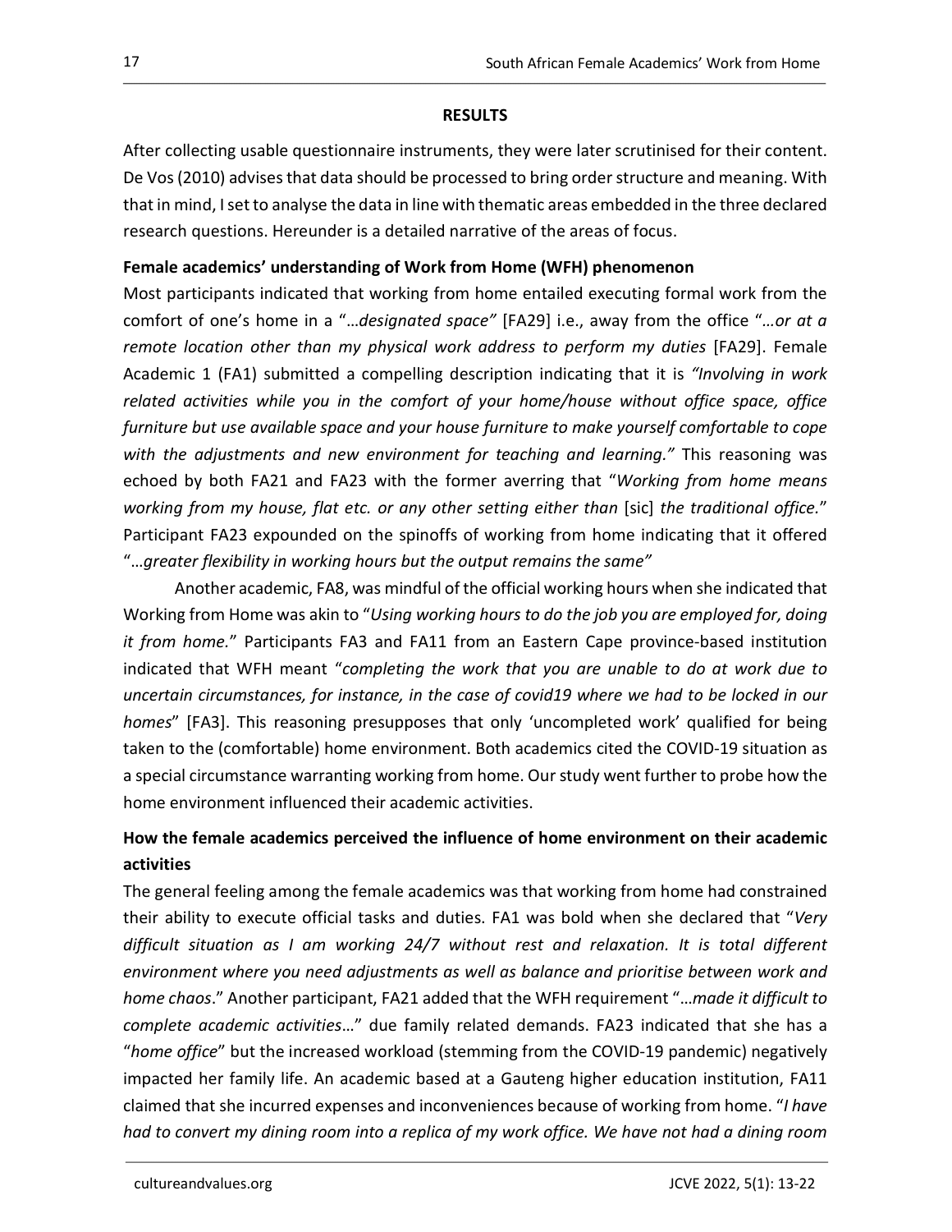## RESULTS

After collecting usable questionnaire instruments, they were later scrutinised for their content. De Vos (2010) advises that data should be processed to bring order structure and meaning. With that in mind, I set to analyse the data in line with thematic areas embedded in the three declared research questions. Hereunder is a detailed narrative of the areas of focus.

### Female academics' understanding of Work from Home (WFH) phenomenon

Most participants indicated that working from home entailed executing formal work from the comfort of one's home in a "…*designated space"* [FA29] i.e., away from the office "…*or at a remote location other than my physical work address to perform my duties* [FA29]. Female Academic 1 (FA1) submitted a compelling description indicating that it is *"Involving in work related activities while you in the comfort of your home/house without office space, office furniture but use available space and your house furniture to make yourself comfortable to cope with the adjustments and new environment for teaching and learning."* This reasoning was echoed by both FA21 and FA23 with the former averring that "*Working from home means working from my house, flat etc. or any other setting either than* [sic] *the traditional office.*" Participant FA23 expounded on the spinoffs of working from home indicating that it offered "…*greater flexibility in working hours but the output remains the same"*

Another academic, FA8, was mindful of the official working hours when she indicated that Working from Home was akin to "*Using working hours to do the job you are employed for, doing it from home.*" Participants FA3 and FA11 from an Eastern Cape province-based institution indicated that WFH meant "*completing the work that you are unable to do at work due to uncertain circumstances, for instance, in the case of covid19 where we had to be locked in our homes*" [FA3]. This reasoning presupposes that only 'uncompleted work' qualified for being taken to the (comfortable) home environment. Both academics cited the COVID-19 situation as a special circumstance warranting working from home. Our study went further to probe how the home environment influenced their academic activities.

### How the female academics perceived the influence of home environment on their academic activities

The general feeling among the female academics was that working from home had constrained their ability to execute official tasks and duties. FA1 was bold when she declared that "*Very difficult situation as I am working 24/7 without rest and relaxation. It is total different environment where you need adjustments as well as balance and prioritise between work and home chaos*." Another participant, FA21 added that the WFH requirement "…*made it difficult to complete academic activities*…" due family related demands. FA23 indicated that she has a "*home office*" but the increased workload (stemming from the COVID-19 pandemic) negatively impacted her family life. An academic based at a Gauteng higher education institution, FA11 claimed that she incurred expenses and inconveniences because of working from home. "*I have had to convert my dining room into a replica of my work office. We have not had a dining room*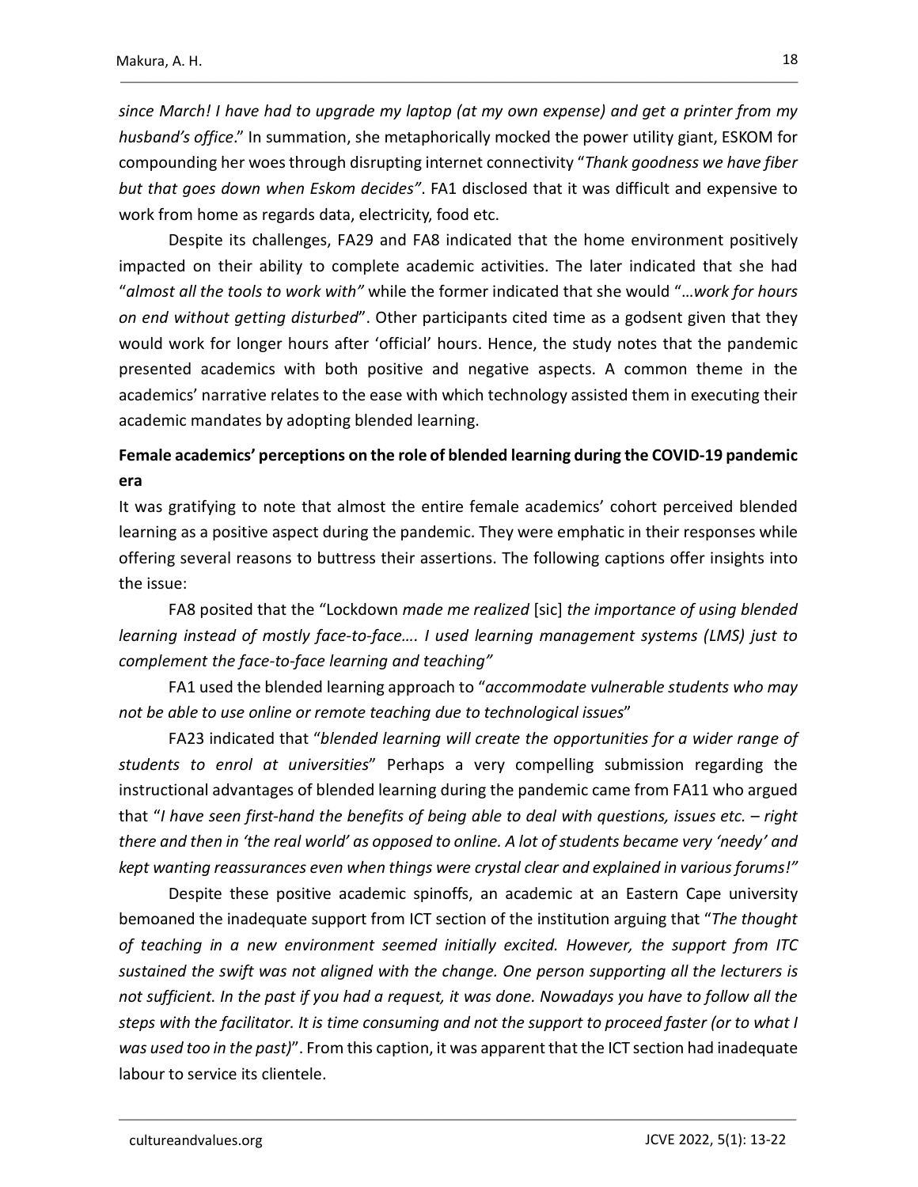*since March! I have had to upgrade my laptop (at my own expense) and get a printer from my husband's office*." In summation, she metaphorically mocked the power utility giant, ESKOM for compounding her woes through disrupting internet connectivity "*Thank goodness we have fiber but that goes down when Eskom decides"*. FA1 disclosed that it was difficult and expensive to work from home as regards data, electricity, food etc.

Despite its challenges, FA29 and FA8 indicated that the home environment positively impacted on their ability to complete academic activities. The later indicated that she had "*almost all the tools to work with"* while the former indicated that she would "*…work for hours on end without getting disturbed*". Other participants cited time as a godsent given that they would work for longer hours after 'official' hours. Hence, the study notes that the pandemic presented academics with both positive and negative aspects. A common theme in the academics' narrative relates to the ease with which technology assisted them in executing their academic mandates by adopting blended learning.

**Female academics' perceptions on the role of blended learning during the COVID-19 pandemic era**

It was gratifying to note that almost the entire female academics' cohort perceived blended learning as a positive aspect during the pandemic. They were emphatic in their responses while offering several reasons to buttress their assertions. The following captions offer insights into the issue:

FA8 posited that the "Lockdown *made me realized* [sic] *the importance of using blended learning instead of mostly face-to-face…. I used learning management systems (LMS) just to complement the face-to-face learning and teaching"*

FA1 used the blended learning approach to "*accommodate vulnerable students who may not be able to use online or remote teaching due to technological issues*"

FA23 indicated that "*blended learning will create the opportunities for a wider range of students to enrol at universities*" Perhaps a very compelling submission regarding the instructional advantages of blended learning during the pandemic came from FA11 who argued that "*I have seen first-hand the benefits of being able to deal with questions, issues etc. – right there and then in 'the real world' as opposed to online. A lot of students became very 'needy' and kept wanting reassurances even when things were crystal clear and explained in various forums!"*

Despite these positive academic spinoffs, an academic at an Eastern Cape university bemoaned the inadequate support from ICT section of the institution arguing that "*The thought of teaching in a new environment seemed initially excited. However, the support from ITC sustained the swift was not aligned with the change. One person supporting all the lecturers is not sufficient. In the past if you had a request, it was done. Nowadays you have to follow all the steps with the facilitator. It is time consuming and not the support to proceed faster (or to what I was used too in the past)*". From this caption, it was apparent that the ICT section had inadequate labour to service its clientele.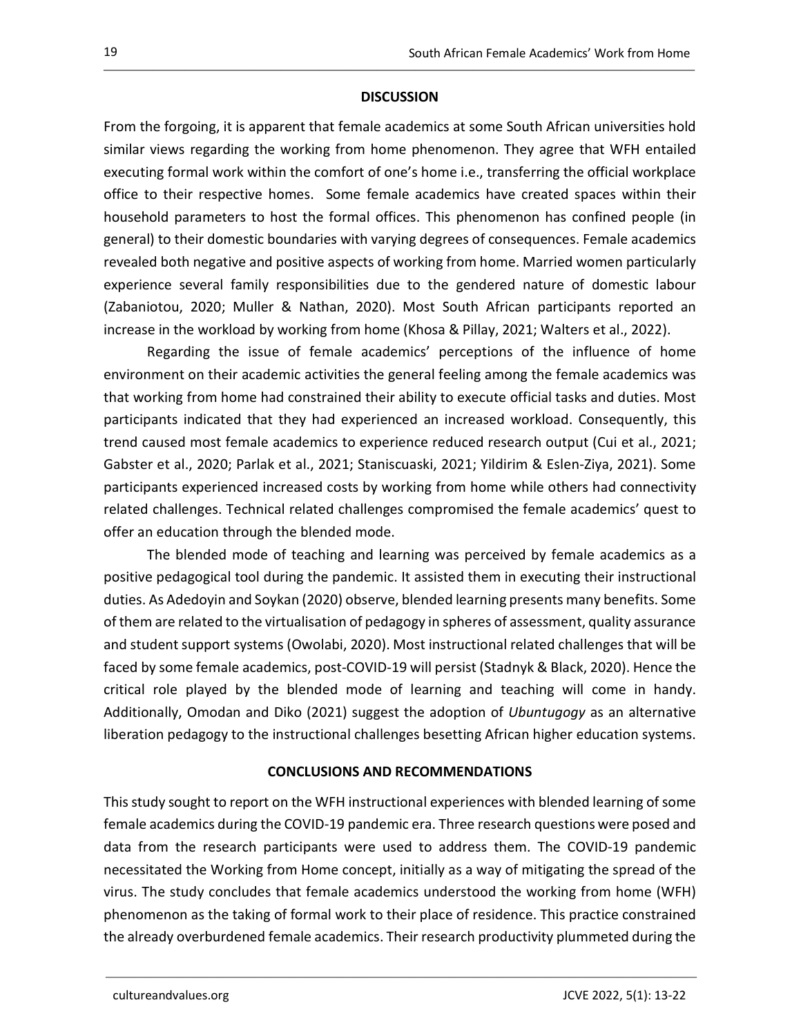## DISCUSSION

From the forgoing, it is apparent that female academics at some South African universities hold similar views regarding the working from home phenomenon. They agree that WFH entailed executing formal work within the comfort of one's home i.e., transferring the official workplace office to their respective homes. Some female academics have created spaces within their household parameters to host the formal offices. This phenomenon has confined people (in general) to their domestic boundaries with varying degrees of consequences. Female academics revealed both negative and positive aspects of working from home. Married women particularly experience several family responsibilities due to the gendered nature of domestic labour (Zabaniotou, 2020; Muller & Nathan, 2020). Most South African participants reported an increase in the workload by working from home (Khosa & Pillay, 2021; Walters et al., 2022).

Regarding the issue of female academics' perceptions of the influence of home environment on their academic activities the general feeling among the female academics was that working from home had constrained their ability to execute official tasks and duties. Most participants indicated that they had experienced an increased workload. Consequently, this trend caused most female academics to experience reduced research output (Cui et al., 2021; Gabster et al., 2020; Parlak et al., 2021; Staniscuaski, 2021; Yildirim & Eslen-Ziya, 2021). Some participants experienced increased costs by working from home while others had connectivity related challenges. Technical related challenges compromised the female academics' quest to offer an education through the blended mode.

The blended mode of teaching and learning was perceived by female academics as a positive pedagogical tool during the pandemic. It assisted them in executing their instructional duties. As Adedoyin and Soykan (2020) observe, blended learning presents many benefits. Some of them are related to the virtualisation of pedagogy in spheres of assessment, quality assurance and student support systems (Owolabi, 2020). Most instructional related challenges that will be faced by some female academics, post-COVID-19 will persist (Stadnyk & Black, 2020). Hence the critical role played by the blended mode of learning and teaching will come in handy. Additionally, Omodan and Diko (2021) suggest the adoption of *Ubuntugogy* as an alternative liberation pedagogy to the instructional challenges besetting African higher education systems.

## CONCLUSIONS AND RECOMMENDATIONS

This study sought to report on the WFH instructional experiences with blended learning of some female academics during the COVID-19 pandemic era. Three research questions were posed and data from the research participants were used to address them. The COVID-19 pandemic necessitated the Working from Home concept, initially as a way of mitigating the spread of the virus. The study concludes that female academics understood the working from home (WFH) phenomenon as the taking of formal work to their place of residence. This practice constrained the already overburdened female academics. Their research productivity plummeted during the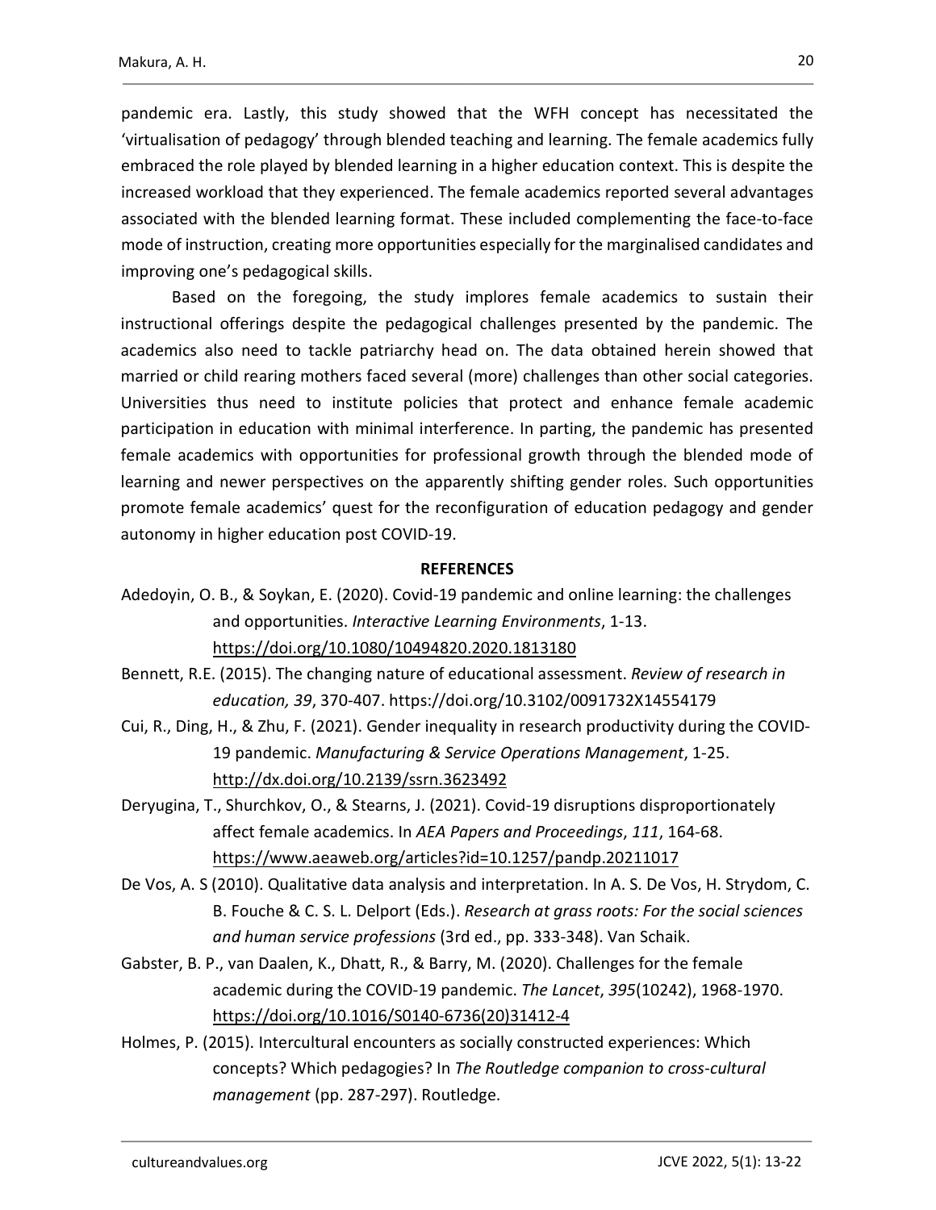pandemic era. Lastly, this study showed that the WFH concept has necessitated the 'virtualisation of pedagogy' through blended teaching and learning. The female academics fully embraced the role played by blended learning in a higher education context. This is despite the increased workload that they experienced. The female academics reported several advantages associated with the blended learning format. These included complementing the face-to-face mode of instruction, creating more opportunities especially for the marginalised candidates and improving one's pedagogical skills.

Based on the foregoing, the study implores female academics to sustain their instructional offerings despite the pedagogical challenges presented by the pandemic. The academics also need to tackle patriarchy head on. The data obtained herein showed that married or child rearing mothers faced several (more) challenges than other social categories. Universities thus need to institute policies that protect and enhance female academic participation in education with minimal interference. In parting, the pandemic has presented female academics with opportunities for professional growth through the blended mode of learning and newer perspectives on the apparently shifting gender roles. Such opportunities promote female academics' quest for the reconfiguration of education pedagogy and gender autonomy in higher education post COVID-19.

## REFERENCES

Adedoyin, O. B., & Soykan, E. (2020). Covid-19 pandemic and online learning: the challenges and opportunities. *Interactive Learning Environments*, 1-13. https://doi.org/10.1080/10494820.2020.1813180

Bennett, R.E. (2015). The changing nature of educational assessment. *Review of research in education, 39*, 370-407. https://doi.org/10.3102/0091732X14554179

Cui, R., Ding, H., & Zhu, F. (2021). Gender inequality in research productivity during the COVID-19 pandemic. *Manufacturing & Service Operations Management*, 1-25. http://dx.doi.org/10.2139/ssrn.3623492

Deryugina, T., Shurchkov, O., & Stearns, J. (2021). Covid-19 disruptions disproportionately affect female academics. In *AEA Papers and Proceedings*, *111*, 164-68. https://www.aeaweb.org/articles?id=10.1257/pandp.20211017

De Vos, A. S (2010). Qualitative data analysis and interpretation. In A. S. De Vos, H. Strydom, C. B. Fouche & C. S. L. Delport (Eds.). *Research at grass roots: For the social sciences and human service professions* (3rd ed., pp. 333-348). Van Schaik.

Gabster, B. P., van Daalen, K., Dhatt, R., & Barry, M. (2020). Challenges for the female academic during the COVID-19 pandemic. *The Lancet*, *395*(10242), 1968-1970. https://doi.org/10.1016/S0140-6736(20)31412-4

Holmes, P. (2015). Intercultural encounters as socially constructed experiences: Which concepts? Which pedagogies? In *The Routledge companion to cross-cultural management* (pp. 287-297). Routledge.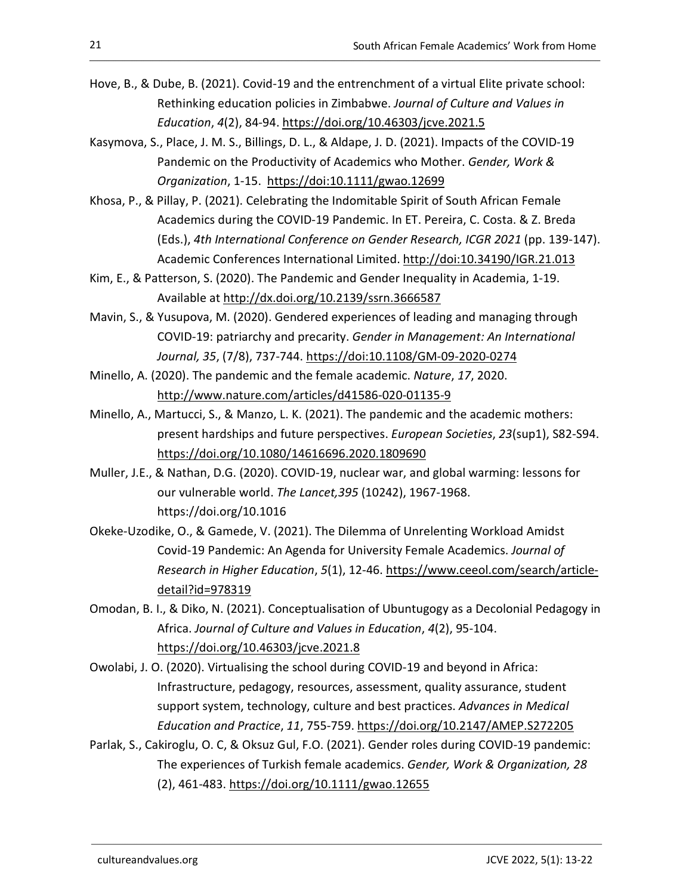Hove, B., & Dube, B. (2021). Covid-19 and the entrenchment of a virtual Elite private school: Rethinking education policies in Zimbabwe. *Journal of Culture and Values in Education*, *4*(2), 84-94. https://doi.org/10.46303/jcve.2021.5

Kasymova, S., Place, J. M. S., Billings, D. L., & Aldape, J. D. (2021). Impacts of the COVID-19 Pandemic on the Productivity of Academics who Mother. *Gender, Work & Organization*, 1-15. https://doi:10.1111/gwao.12699

Khosa, P., & Pillay, P. (2021). Celebrating the Indomitable Spirit of South African Female Academics during the COVID-19 Pandemic. In ET. Pereira, C. Costa. & Z. Breda (Eds.), *4th International Conference on Gender Research, ICGR 2021* (pp. 139-147). Academic Conferences International Limited. http://doi:10.34190/IGR.21.013

Kim, E., & Patterson, S. (2020). The Pandemic and Gender Inequality in Academia, 1-19. Available at http://dx.doi.org/10.2139/ssrn.3666587

Mavin, S., & Yusupova, M. (2020). Gendered experiences of leading and managing through COVID-19: patriarchy and precarity. *Gender in Management: An International Journal, 35*, (7/8), 737-744. https://doi:10.1108/GM-09-2020-0274

Minello, A. (2020). The pandemic and the female academic. *Nature*, *17*, 2020. http://www.nature.com/articles/d41586-020-01135-9

Minello, A., Martucci, S., & Manzo, L. K. (2021). The pandemic and the academic mothers: present hardships and future perspectives. *European Societies*, *23*(sup1), S82-S94. https://doi.org/10.1080/14616696.2020.1809690

Muller, J.E., & Nathan, D.G. (2020). COVID-19, nuclear war, and global warming: lessons for our vulnerable world. *The Lancet,395* (10242), 1967-1968. https://doi.org/10.1016

Okeke-Uzodike, O., & Gamede, V. (2021). The Dilemma of Unrelenting Workload Amidst Covid-19 Pandemic: An Agenda for University Female Academics. *Journal of Research in Higher Education*, *5*(1), 12-46. https://www.ceeol.com/search/article-detail?id=978319

Omodan, B. I., & Diko, N. (2021). Conceptualisation of Ubuntugogy as a Decolonial Pedagogy in Africa. *Journal of Culture and Values in Education*, *4*(2), 95-104. https://doi.org/10.46303/jcve.2021.8

Owolabi, J. O. (2020). Virtualising the school during COVID-19 and beyond in Africa: Infrastructure, pedagogy, resources, assessment, quality assurance, student support system, technology, culture and best practices. *Advances in Medical Education and Practice*, *11*, 755-759. https://doi.org/10.2147/AMEP.S272205

Parlak, S., Cakiroglu, O. C, & Oksuz Gul, F.O. (2021). Gender roles during COVID-19 pandemic: The experiences of Turkish female academics. *Gender, Work & Organization, 28* (2), 461-483. https://doi.org/10.1111/gwao.12655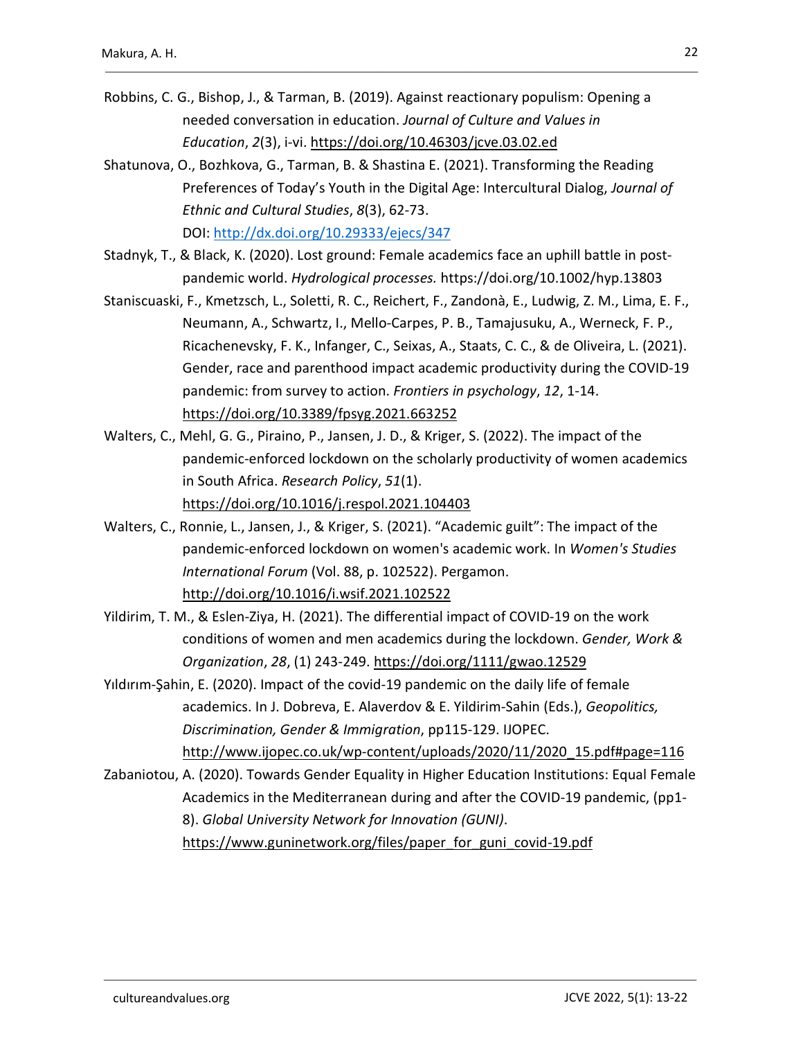Robbins, C. G., Bishop, J., & Tarman, B. (2019). Against reactionary populism: Opening a needed conversation in education. *Journal of Culture and Values in Education*, *2*(3), i-vi. https://doi.org/10.46303/jcve.03.02.ed

Shatunova, O., Bozhkova, G., Tarman, B. & Shastina E. (2021). Transforming the Reading Preferences of Today's Youth in the Digital Age: Intercultural Dialog, *Journal of Ethnic and Cultural Studies*, *8*(3), 62-73. DOI: http://dx.doi.org/10.29333/ejecs/347

Stadnyk, T., & Black, K. (2020). Lost ground: Female academics face an uphill battle in post-pandemic world. *Hydrological processes.* https://doi.org/10.1002/hyp.13803

Staniscuaski, F., Kmetzsch, L., Soletti, R. C., Reichert, F., Zandonà, E., Ludwig, Z. M., Lima, E. F., Neumann, A., Schwartz, I., Mello-Carpes, P. B., Tamajusuku, A., Werneck, F. P., Ricachenevsky, F. K., Infanger, C., Seixas, A., Staats, C. C., & de Oliveira, L. (2021). Gender, race and parenthood impact academic productivity during the COVID-19 pandemic: from survey to action. *Frontiers in psychology*, *12*, 1-14. https://doi.org/10.3389/fpsyg.2021.663252

Walters, C., Mehl, G. G., Piraino, P., Jansen, J. D., & Kriger, S. (2022). The impact of the pandemic-enforced lockdown on the scholarly productivity of women academics in South Africa. *Research Policy*, *51*(1). https://doi.org/10.1016/j.respol.2021.104403

Walters, C., Ronnie, L., Jansen, J., & Kriger, S. (2021). "Academic guilt": The impact of the pandemic-enforced lockdown on women's academic work. In *Women's Studies International Forum* (Vol. 88, p. 102522). Pergamon. http://doi.org/10.1016/i.wsif.2021.102522

Yildirim, T. M., & Eslen-Ziya, H. (2021). The differential impact of COVID-19 on the work conditions of women and men academics during the lockdown. *Gender, Work & Organization*, *28*, (1) 243-249. https://doi.org/1111/gwao.12529

Yıldırım-Şahin, E. (2020). Impact of the covid-19 pandemic on the daily life of female academics. In J. Dobreva, E. Alaverdov & E. Yildirim-Sahin (Eds.), *Geopolitics, Discrimination, Gender & Immigration*, pp115-129. IJOPEC. http://www.ijopec.co.uk/wp-content/uploads/2020/11/2020_15.pdf#page=116

Zabaniotou, A. (2020). Towards Gender Equality in Higher Education Institutions: Equal Female Academics in the Mediterranean during and after the COVID-19 pandemic, (pp1-8). *Global University Network for Innovation (GUNI).* https://www.guninetwork.org/files/paper_for_guni_covid-19.pdf